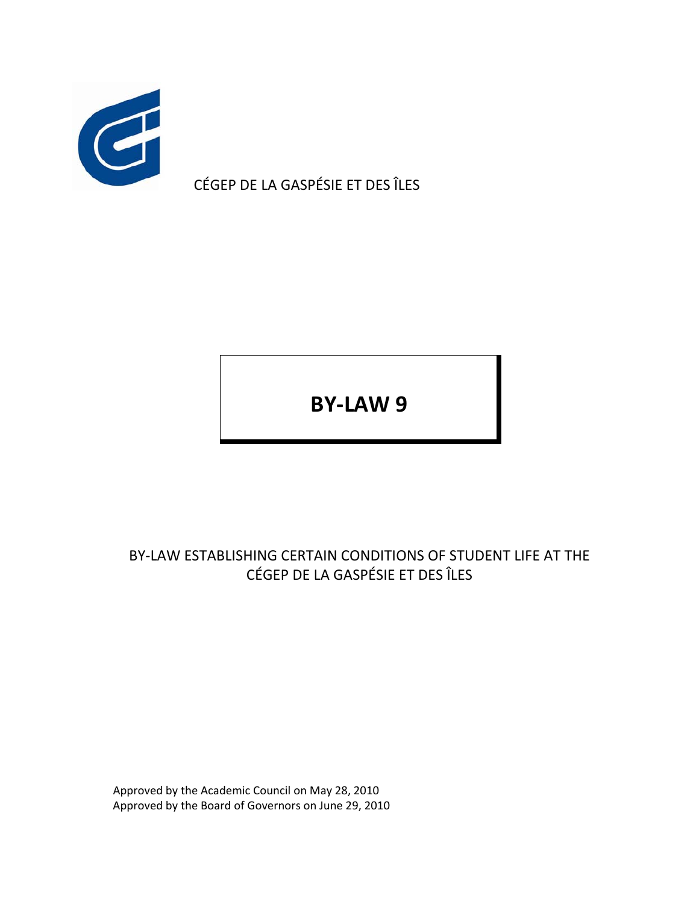CÉGEP DE LA GASPÉSIE ET DES ÎLES

# BY-LAW 9

BY-LAW ESTABLISHING CERTAIN CONDITIONS OF STUDENT LIFE AT THE CÉGEP DE LA GASPÉSIE ET DES ÎLES

Approved by the Academic Council on May 28, 2010
Approved by the Board of Governors on June 29, 2010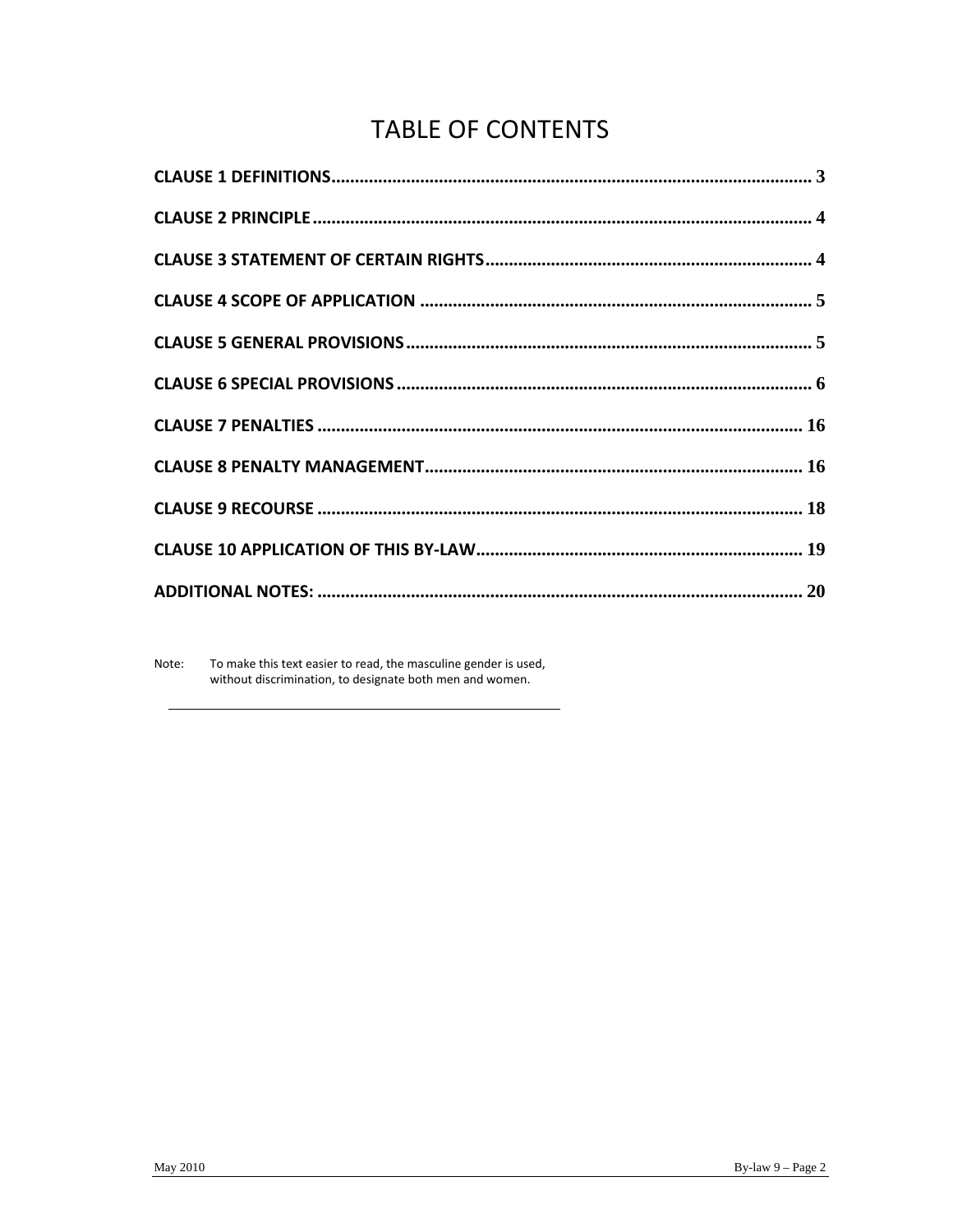# TABLE OF CONTENTS

**CLAUSE 1 DEFINITIONS** ........................................ 3

**CLAUSE 2 PRINCIPLE** ........................................ 4

**CLAUSE 3 STATEMENT OF CERTAIN RIGHTS** ........................................ 4

**CLAUSE 4 SCOPE OF APPLICATION** ........................................ 5

**CLAUSE 5 GENERAL PROVISIONS** ........................................ 5

**CLAUSE 6 SPECIAL PROVISIONS** ........................................ 6

**CLAUSE 7 PENALTIES** ........................................ 16

**CLAUSE 8 PENALTY MANAGEMENT** ........................................ 16

**CLAUSE 9 RECOURSE** ........................................ 18

**CLAUSE 10 APPLICATION OF THIS BY-LAW** ........................................ 19

**ADDITIONAL NOTES:** ........................................ 20

Note: To make this text easier to read, the masculine gender is used, without discrimination, to designate both men and women.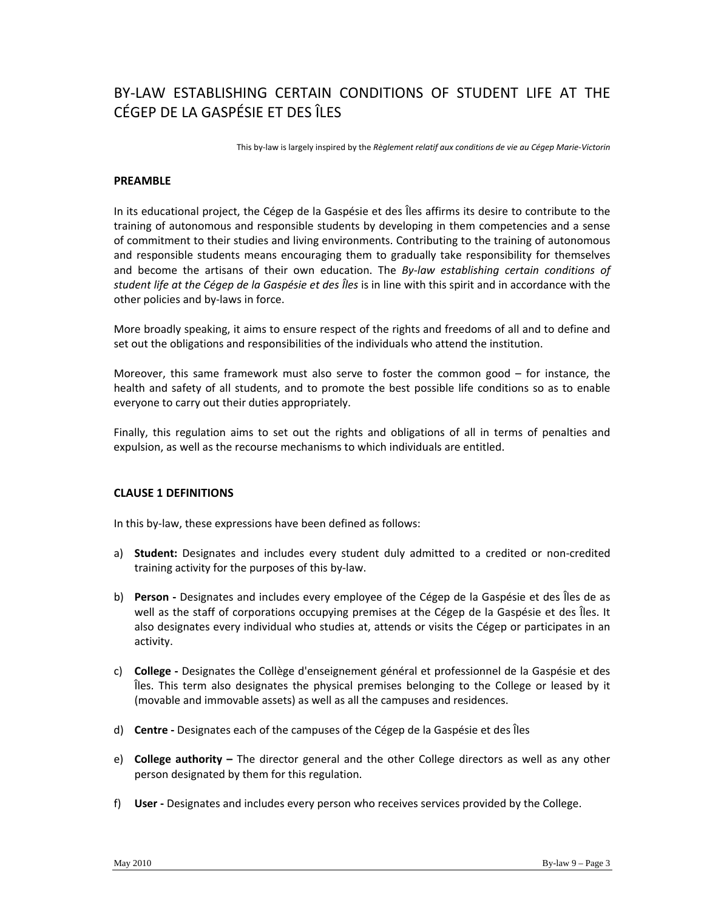# BY-LAW ESTABLISHING CERTAIN CONDITIONS OF STUDENT LIFE AT THE CÉGEP DE LA GASPÉSIE ET DES ÎLES

This by-law is largely inspired by the *Règlement relatif aux conditions de vie au Cégep Marie-Victorin*

## PREAMBLE

In its educational project, the Cégep de la Gaspésie et des Îles affirms its desire to contribute to the training of autonomous and responsible students by developing in them competencies and a sense of commitment to their studies and living environments. Contributing to the training of autonomous and responsible students means encouraging them to gradually take responsibility for themselves and become the artisans of their own education. The *By-law establishing certain conditions of student life at the Cégep de la Gaspésie et des Îles* is in line with this spirit and in accordance with the other policies and by-laws in force.

More broadly speaking, it aims to ensure respect of the rights and freedoms of all and to define and set out the obligations and responsibilities of the individuals who attend the institution.

Moreover, this same framework must also serve to foster the common good – for instance, the health and safety of all students, and to promote the best possible life conditions so as to enable everyone to carry out their duties appropriately.

Finally, this regulation aims to set out the rights and obligations of all in terms of penalties and expulsion, as well as the recourse mechanisms to which individuals are entitled.

## CLAUSE 1 DEFINITIONS

In this by-law, these expressions have been defined as follows:

a) **Student:** Designates and includes every student duly admitted to a credited or non-credited training activity for the purposes of this by-law.

b) **Person -** Designates and includes every employee of the Cégep de la Gaspésie et des Îles de as well as the staff of corporations occupying premises at the Cégep de la Gaspésie et des Îles. It also designates every individual who studies at, attends or visits the Cégep or participates in an activity.

c) **College -** Designates the Collège d'enseignement général et professionnel de la Gaspésie et des Îles. This term also designates the physical premises belonging to the College or leased by it (movable and immovable assets) as well as all the campuses and residences.

d) **Centre -** Designates each of the campuses of the Cégep de la Gaspésie et des Îles

e) **College authority –** The director general and the other College directors as well as any other person designated by them for this regulation.

f) **User -** Designates and includes every person who receives services provided by the College.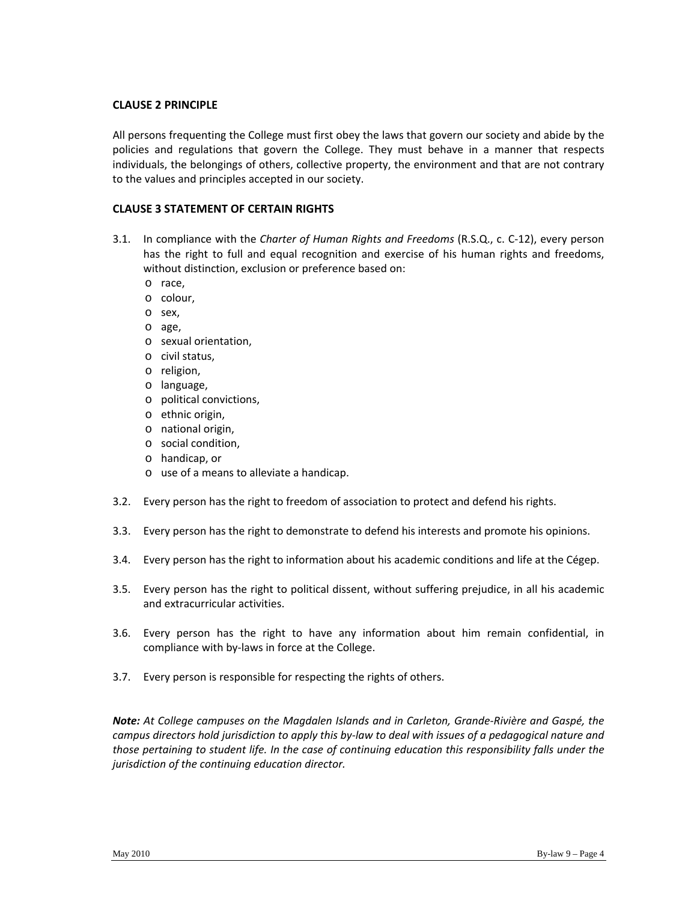## CLAUSE 2 PRINCIPLE

All persons frequenting the College must first obey the laws that govern our society and abide by the policies and regulations that govern the College. They must behave in a manner that respects individuals, the belongings of others, collective property, the environment and that are not contrary to the values and principles accepted in our society.

## CLAUSE 3 STATEMENT OF CERTAIN RIGHTS

3.1. In compliance with the *Charter of Human Rights and Freedoms* (R.S.Q., c. C-12), every person has the right to full and equal recognition and exercise of his human rights and freedoms, without distinction, exclusion or preference based on:
   - race,
   - colour,
   - sex,
   - age,
   - sexual orientation,
   - civil status,
   - religion,
   - language,
   - political convictions,
   - ethnic origin,
   - national origin,
   - social condition,
   - handicap, or
   - use of a means to alleviate a handicap.

3.2. Every person has the right to freedom of association to protect and defend his rights.

3.3. Every person has the right to demonstrate to defend his interests and promote his opinions.

3.4. Every person has the right to information about his academic conditions and life at the Cégep.

3.5. Every person has the right to political dissent, without suffering prejudice, in all his academic and extracurricular activities.

3.6. Every person has the right to have any information about him remain confidential, in compliance with by-laws in force at the College.

3.7. Every person is responsible for respecting the rights of others.

***Note:*** *At College campuses on the Magdalen Islands and in Carleton, Grande-Rivière and Gaspé, the campus directors hold jurisdiction to apply this by-law to deal with issues of a pedagogical nature and those pertaining to student life. In the case of continuing education this responsibility falls under the jurisdiction of the continuing education director.*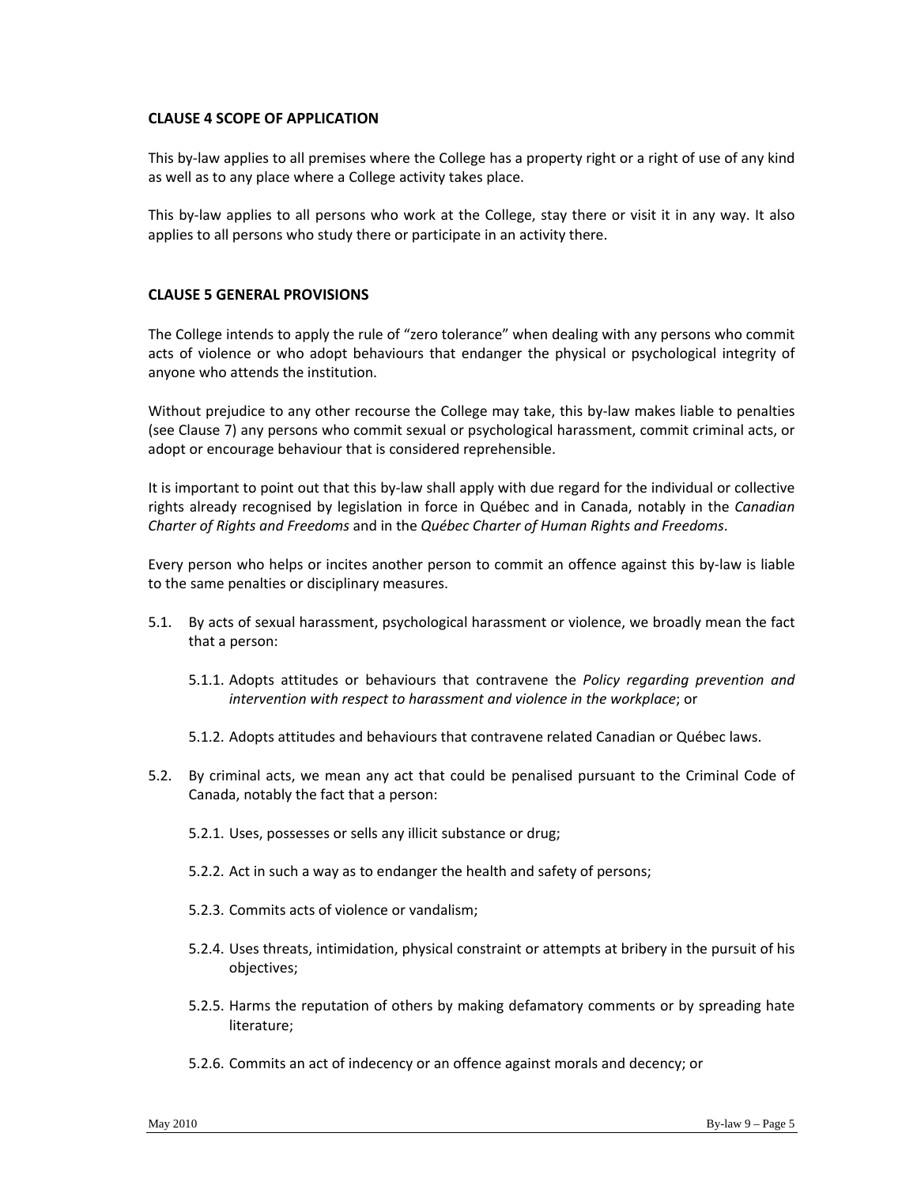### CLAUSE 4 SCOPE OF APPLICATION

This by-law applies to all premises where the College has a property right or a right of use of any kind as well as to any place where a College activity takes place.

This by-law applies to all persons who work at the College, stay there or visit it in any way. It also applies to all persons who study there or participate in an activity there.

### CLAUSE 5 GENERAL PROVISIONS

The College intends to apply the rule of "zero tolerance" when dealing with any persons who commit acts of violence or who adopt behaviours that endanger the physical or psychological integrity of anyone who attends the institution.

Without prejudice to any other recourse the College may take, this by-law makes liable to penalties (see Clause 7) any persons who commit sexual or psychological harassment, commit criminal acts, or adopt or encourage behaviour that is considered reprehensible.

It is important to point out that this by-law shall apply with due regard for the individual or collective rights already recognised by legislation in force in Québec and in Canada, notably in the *Canadian Charter of Rights and Freedoms* and in the *Québec Charter of Human Rights and Freedoms*.

Every person who helps or incites another person to commit an offence against this by-law is liable to the same penalties or disciplinary measures.

5.1. By acts of sexual harassment, psychological harassment or violence, we broadly mean the fact that a person:

- 5.1.1. Adopts attitudes or behaviours that contravene the *Policy regarding prevention and intervention with respect to harassment and violence in the workplace*; or
- 5.1.2. Adopts attitudes and behaviours that contravene related Canadian or Québec laws.

5.2. By criminal acts, we mean any act that could be penalised pursuant to the Criminal Code of Canada, notably the fact that a person:

- 5.2.1. Uses, possesses or sells any illicit substance or drug;
- 5.2.2. Act in such a way as to endanger the health and safety of persons;
- 5.2.3. Commits acts of violence or vandalism;
- 5.2.4. Uses threats, intimidation, physical constraint or attempts at bribery in the pursuit of his objectives;
- 5.2.5. Harms the reputation of others by making defamatory comments or by spreading hate literature;
- 5.2.6. Commits an act of indecency or an offence against morals and decency; or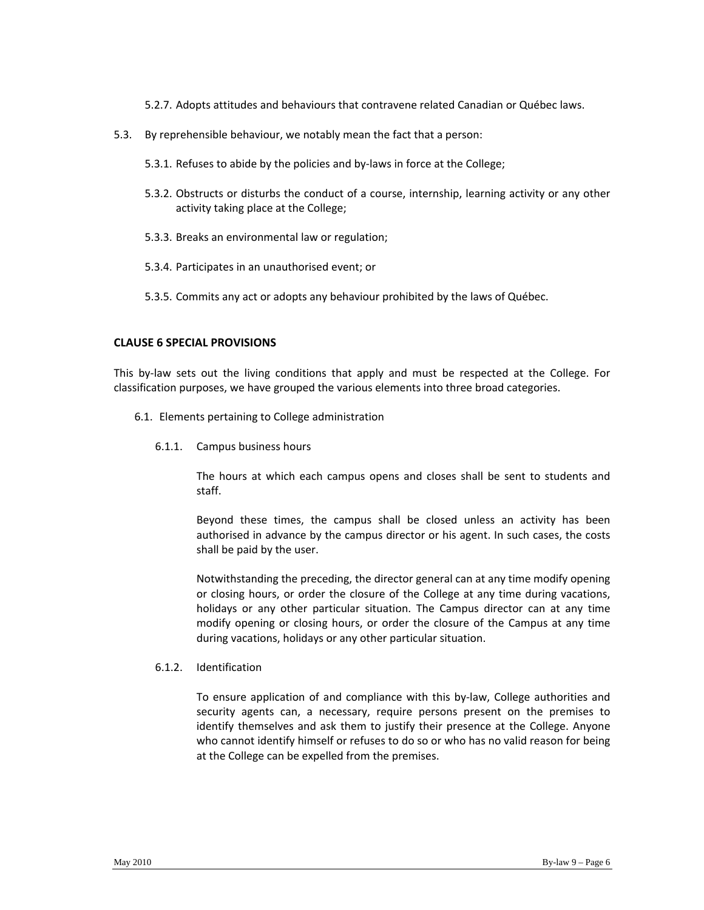5.2.7. Adopts attitudes and behaviours that contravene related Canadian or Québec laws.

5.3. By reprehensible behaviour, we notably mean the fact that a person:

5.3.1. Refuses to abide by the policies and by-laws in force at the College;

5.3.2. Obstructs or disturbs the conduct of a course, internship, learning activity or any other activity taking place at the College;

5.3.3. Breaks an environmental law or regulation;

5.3.4. Participates in an unauthorised event; or

5.3.5. Commits any act or adopts any behaviour prohibited by the laws of Québec.

**CLAUSE 6 SPECIAL PROVISIONS**

This by-law sets out the living conditions that apply and must be respected at the College. For classification purposes, we have grouped the various elements into three broad categories.

6.1. Elements pertaining to College administration

6.1.1. Campus business hours

The hours at which each campus opens and closes shall be sent to students and staff.

Beyond these times, the campus shall be closed unless an activity has been authorised in advance by the campus director or his agent. In such cases, the costs shall be paid by the user.

Notwithstanding the preceding, the director general can at any time modify opening or closing hours, or order the closure of the College at any time during vacations, holidays or any other particular situation. The Campus director can at any time modify opening or closing hours, or order the closure of the Campus at any time during vacations, holidays or any other particular situation.

6.1.2. Identification

To ensure application of and compliance with this by-law, College authorities and security agents can, a necessary, require persons present on the premises to identify themselves and ask them to justify their presence at the College. Anyone who cannot identify himself or refuses to do so or who has no valid reason for being at the College can be expelled from the premises.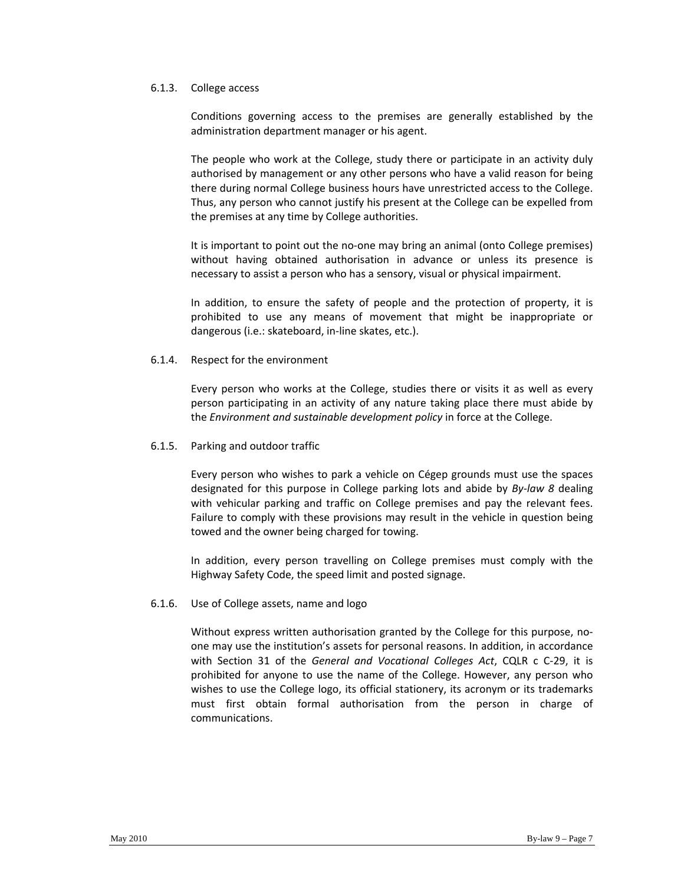#### 6.1.3. College access

Conditions governing access to the premises are generally established by the administration department manager or his agent.

The people who work at the College, study there or participate in an activity duly authorised by management or any other persons who have a valid reason for being there during normal College business hours have unrestricted access to the College. Thus, any person who cannot justify his present at the College can be expelled from the premises at any time by College authorities.

It is important to point out the no-one may bring an animal (onto College premises) without having obtained authorisation in advance or unless its presence is necessary to assist a person who has a sensory, visual or physical impairment.

In addition, to ensure the safety of people and the protection of property, it is prohibited to use any means of movement that might be inappropriate or dangerous (i.e.: skateboard, in-line skates, etc.).

#### 6.1.4. Respect for the environment

Every person who works at the College, studies there or visits it as well as every person participating in an activity of any nature taking place there must abide by the *Environment and sustainable development policy* in force at the College.

#### 6.1.5. Parking and outdoor traffic

Every person who wishes to park a vehicle on Cégep grounds must use the spaces designated for this purpose in College parking lots and abide by *By-law 8* dealing with vehicular parking and traffic on College premises and pay the relevant fees. Failure to comply with these provisions may result in the vehicle in question being towed and the owner being charged for towing.

In addition, every person travelling on College premises must comply with the Highway Safety Code, the speed limit and posted signage.

#### 6.1.6. Use of College assets, name and logo

Without express written authorisation granted by the College for this purpose, no-one may use the institution's assets for personal reasons. In addition, in accordance with Section 31 of the *General and Vocational Colleges Act*, CQLR c C-29, it is prohibited for anyone to use the name of the College. However, any person who wishes to use the College logo, its official stationery, its acronym or its trademarks must first obtain formal authorisation from the person in charge of communications.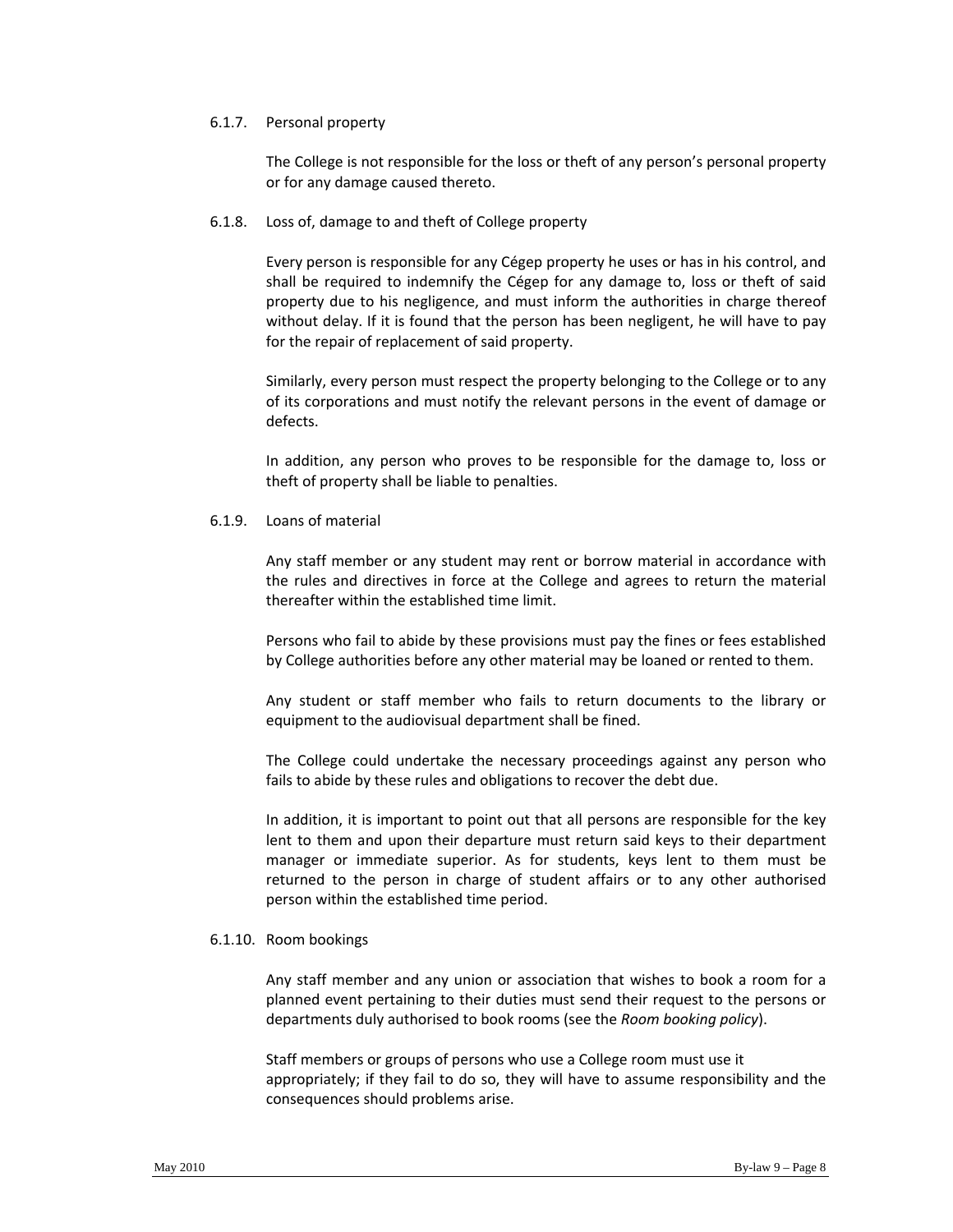#### 6.1.7. Personal property

The College is not responsible for the loss or theft of any person's personal property or for any damage caused thereto.

#### 6.1.8. Loss of, damage to and theft of College property

Every person is responsible for any Cégep property he uses or has in his control, and shall be required to indemnify the Cégep for any damage to, loss or theft of said property due to his negligence, and must inform the authorities in charge thereof without delay. If it is found that the person has been negligent, he will have to pay for the repair of replacement of said property.

Similarly, every person must respect the property belonging to the College or to any of its corporations and must notify the relevant persons in the event of damage or defects.

In addition, any person who proves to be responsible for the damage to, loss or theft of property shall be liable to penalties.

#### 6.1.9. Loans of material

Any staff member or any student may rent or borrow material in accordance with the rules and directives in force at the College and agrees to return the material thereafter within the established time limit.

Persons who fail to abide by these provisions must pay the fines or fees established by College authorities before any other material may be loaned or rented to them.

Any student or staff member who fails to return documents to the library or equipment to the audiovisual department shall be fined.

The College could undertake the necessary proceedings against any person who fails to abide by these rules and obligations to recover the debt due.

In addition, it is important to point out that all persons are responsible for the key lent to them and upon their departure must return said keys to their department manager or immediate superior. As for students, keys lent to them must be returned to the person in charge of student affairs or to any other authorised person within the established time period.

#### 6.1.10. Room bookings

Any staff member and any union or association that wishes to book a room for a planned event pertaining to their duties must send their request to the persons or departments duly authorised to book rooms (see the *Room booking policy*).

Staff members or groups of persons who use a College room must use it appropriately; if they fail to do so, they will have to assume responsibility and the consequences should problems arise.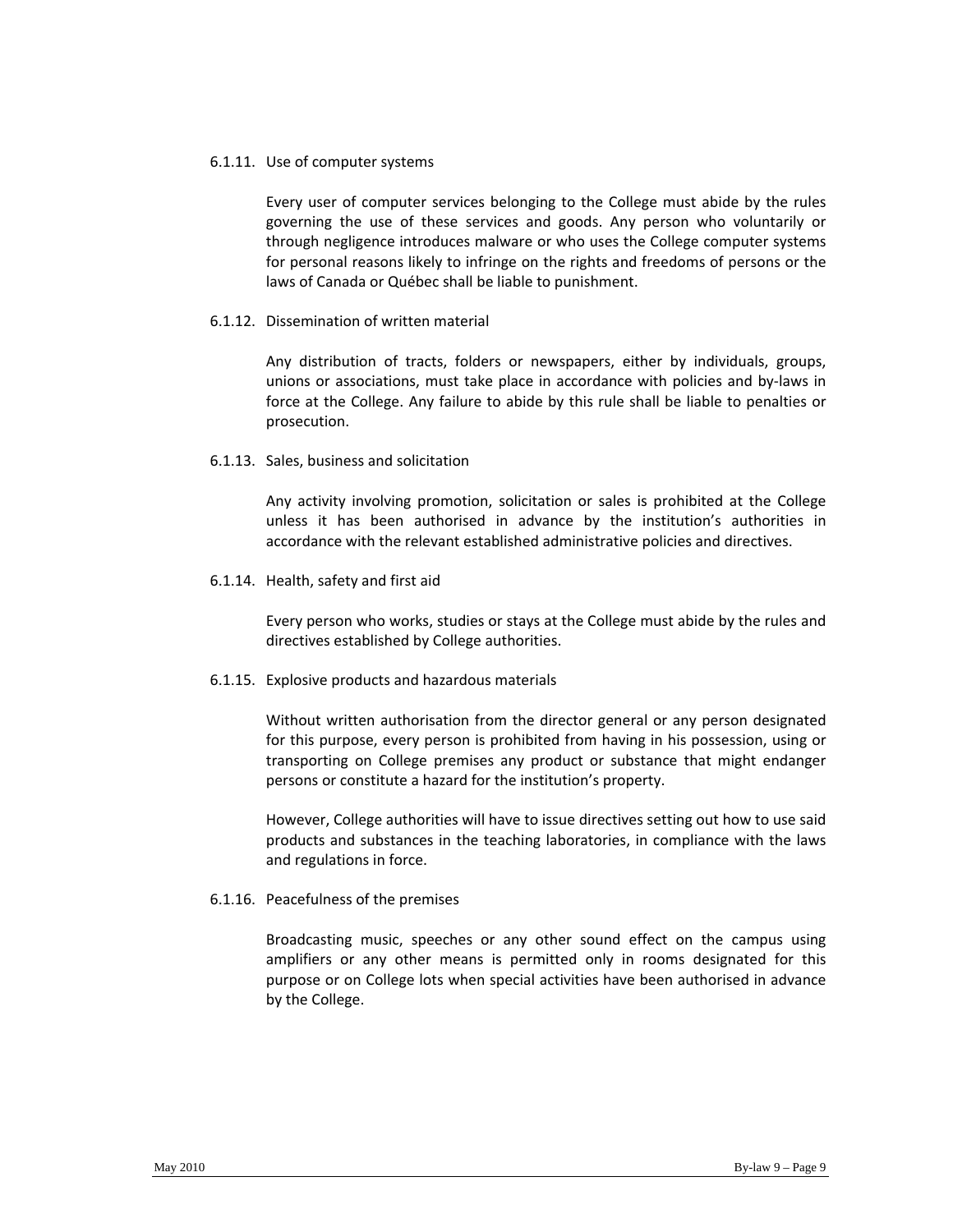#### 6.1.11. Use of computer systems

Every user of computer services belonging to the College must abide by the rules governing the use of these services and goods. Any person who voluntarily or through negligence introduces malware or who uses the College computer systems for personal reasons likely to infringe on the rights and freedoms of persons or the laws of Canada or Québec shall be liable to punishment.

#### 6.1.12. Dissemination of written material

Any distribution of tracts, folders or newspapers, either by individuals, groups, unions or associations, must take place in accordance with policies and by-laws in force at the College. Any failure to abide by this rule shall be liable to penalties or prosecution.

#### 6.1.13. Sales, business and solicitation

Any activity involving promotion, solicitation or sales is prohibited at the College unless it has been authorised in advance by the institution's authorities in accordance with the relevant established administrative policies and directives.

#### 6.1.14. Health, safety and first aid

Every person who works, studies or stays at the College must abide by the rules and directives established by College authorities.

#### 6.1.15. Explosive products and hazardous materials

Without written authorisation from the director general or any person designated for this purpose, every person is prohibited from having in his possession, using or transporting on College premises any product or substance that might endanger persons or constitute a hazard for the institution's property.

However, College authorities will have to issue directives setting out how to use said products and substances in the teaching laboratories, in compliance with the laws and regulations in force.

#### 6.1.16. Peacefulness of the premises

Broadcasting music, speeches or any other sound effect on the campus using amplifiers or any other means is permitted only in rooms designated for this purpose or on College lots when special activities have been authorised in advance by the College.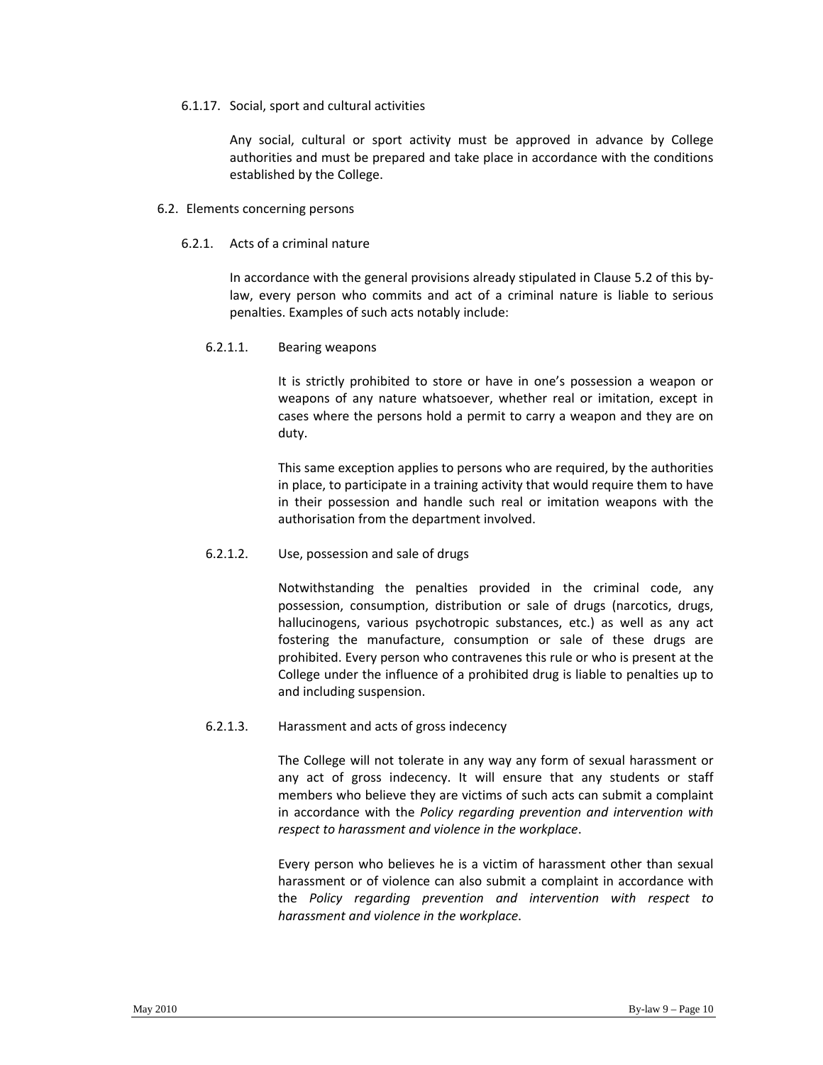#### 6.1.17. Social, sport and cultural activities

Any social, cultural or sport activity must be approved in advance by College authorities and must be prepared and take place in accordance with the conditions established by the College.

### 6.2. Elements concerning persons

#### 6.2.1. Acts of a criminal nature

In accordance with the general provisions already stipulated in Clause 5.2 of this by-law, every person who commits and act of a criminal nature is liable to serious penalties. Examples of such acts notably include:

##### 6.2.1.1. Bearing weapons

It is strictly prohibited to store or have in one's possession a weapon or weapons of any nature whatsoever, whether real or imitation, except in cases where the persons hold a permit to carry a weapon and they are on duty.

This same exception applies to persons who are required, by the authorities in place, to participate in a training activity that would require them to have in their possession and handle such real or imitation weapons with the authorisation from the department involved.

##### 6.2.1.2. Use, possession and sale of drugs

Notwithstanding the penalties provided in the criminal code, any possession, consumption, distribution or sale of drugs (narcotics, drugs, hallucinogens, various psychotropic substances, etc.) as well as any act fostering the manufacture, consumption or sale of these drugs are prohibited. Every person who contravenes this rule or who is present at the College under the influence of a prohibited drug is liable to penalties up to and including suspension.

##### 6.2.1.3. Harassment and acts of gross indecency

The College will not tolerate in any way any form of sexual harassment or any act of gross indecency. It will ensure that any students or staff members who believe they are victims of such acts can submit a complaint in accordance with the *Policy regarding prevention and intervention with respect to harassment and violence in the workplace*.

Every person who believes he is a victim of harassment other than sexual harassment or of violence can also submit a complaint in accordance with the *Policy regarding prevention and intervention with respect to harassment and violence in the workplace*.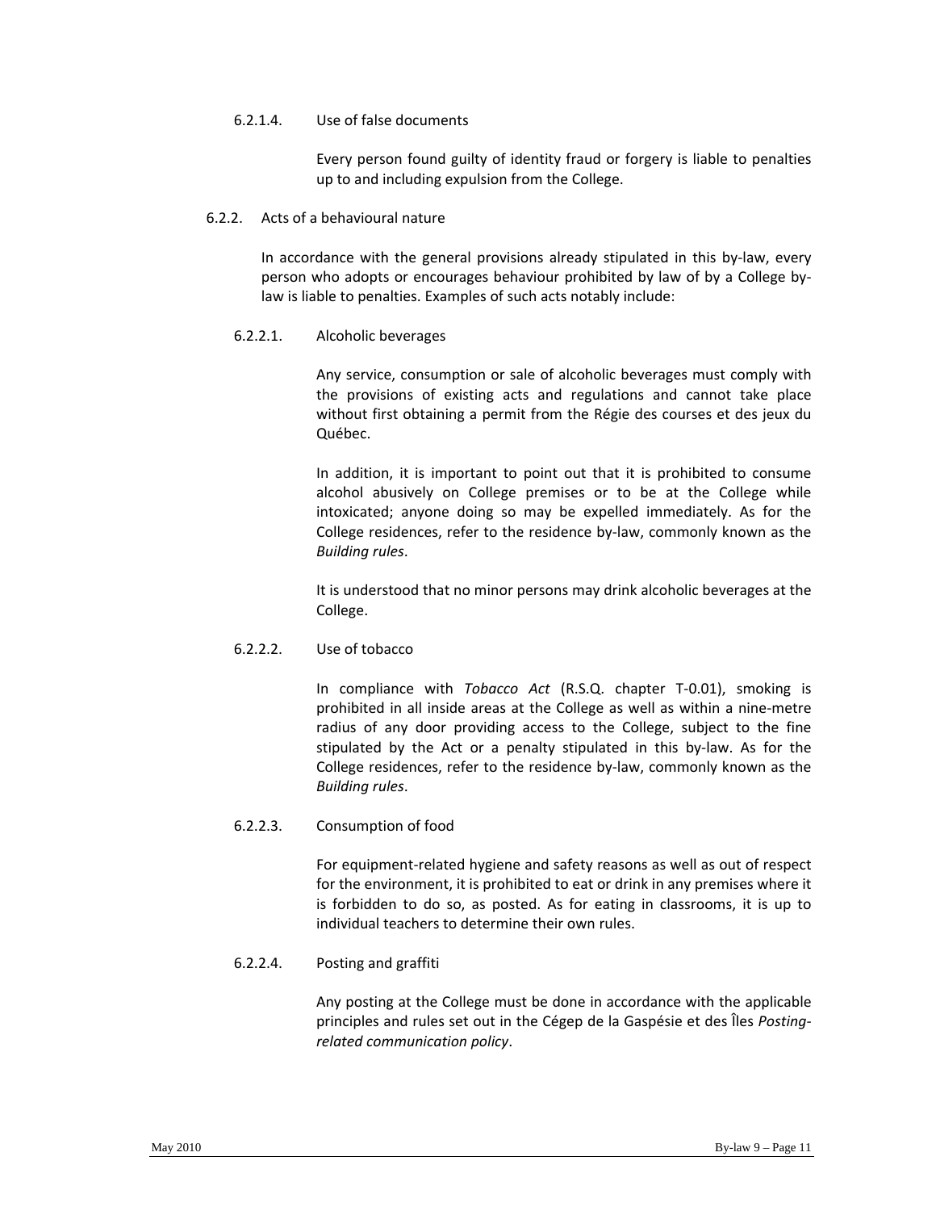6.2.1.4. Use of false documents

Every person found guilty of identity fraud or forgery is liable to penalties up to and including expulsion from the College.

6.2.2. Acts of a behavioural nature

In accordance with the general provisions already stipulated in this by-law, every person who adopts or encourages behaviour prohibited by law of by a College by-law is liable to penalties. Examples of such acts notably include:

6.2.2.1. Alcoholic beverages

Any service, consumption or sale of alcoholic beverages must comply with the provisions of existing acts and regulations and cannot take place without first obtaining a permit from the Régie des courses et des jeux du Québec.

In addition, it is important to point out that it is prohibited to consume alcohol abusively on College premises or to be at the College while intoxicated; anyone doing so may be expelled immediately. As for the College residences, refer to the residence by-law, commonly known as the *Building rules*.

It is understood that no minor persons may drink alcoholic beverages at the College.

6.2.2.2. Use of tobacco

In compliance with *Tobacco Act* (R.S.Q. chapter T-0.01), smoking is prohibited in all inside areas at the College as well as within a nine-metre radius of any door providing access to the College, subject to the fine stipulated by the Act or a penalty stipulated in this by-law. As for the College residences, refer to the residence by-law, commonly known as the *Building rules*.

6.2.2.3. Consumption of food

For equipment-related hygiene and safety reasons as well as out of respect for the environment, it is prohibited to eat or drink in any premises where it is forbidden to do so, as posted. As for eating in classrooms, it is up to individual teachers to determine their own rules.

6.2.2.4. Posting and graffiti

Any posting at the College must be done in accordance with the applicable principles and rules set out in the Cégep de la Gaspésie et des Îles *Posting-related communication policy*.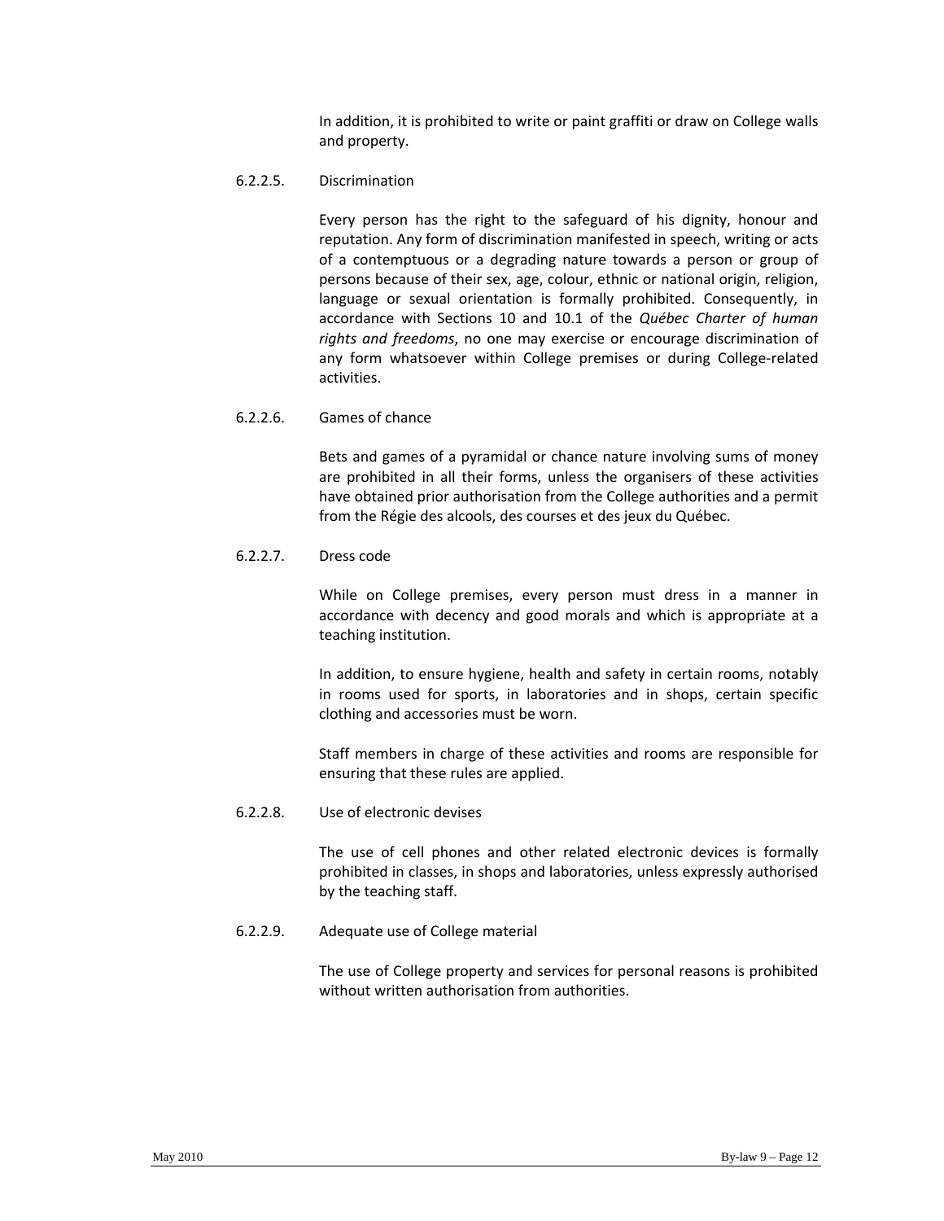In addition, it is prohibited to write or paint graffiti or draw on College walls and property.

#### 6.2.2.5. Discrimination

Every person has the right to the safeguard of his dignity, honour and reputation. Any form of discrimination manifested in speech, writing or acts of a contemptuous or a degrading nature towards a person or group of persons because of their sex, age, colour, ethnic or national origin, religion, language or sexual orientation is formally prohibited. Consequently, in accordance with Sections 10 and 10.1 of the *Québec Charter of human rights and freedoms*, no one may exercise or encourage discrimination of any form whatsoever within College premises or during College-related activities.

#### 6.2.2.6. Games of chance

Bets and games of a pyramidal or chance nature involving sums of money are prohibited in all their forms, unless the organisers of these activities have obtained prior authorisation from the College authorities and a permit from the Régie des alcools, des courses et des jeux du Québec.

#### 6.2.2.7. Dress code

While on College premises, every person must dress in a manner in accordance with decency and good morals and which is appropriate at a teaching institution.

In addition, to ensure hygiene, health and safety in certain rooms, notably in rooms used for sports, in laboratories and in shops, certain specific clothing and accessories must be worn.

Staff members in charge of these activities and rooms are responsible for ensuring that these rules are applied.

#### 6.2.2.8. Use of electronic devises

The use of cell phones and other related electronic devices is formally prohibited in classes, in shops and laboratories, unless expressly authorised by the teaching staff.

#### 6.2.2.9. Adequate use of College material

The use of College property and services for personal reasons is prohibited without written authorisation from authorities.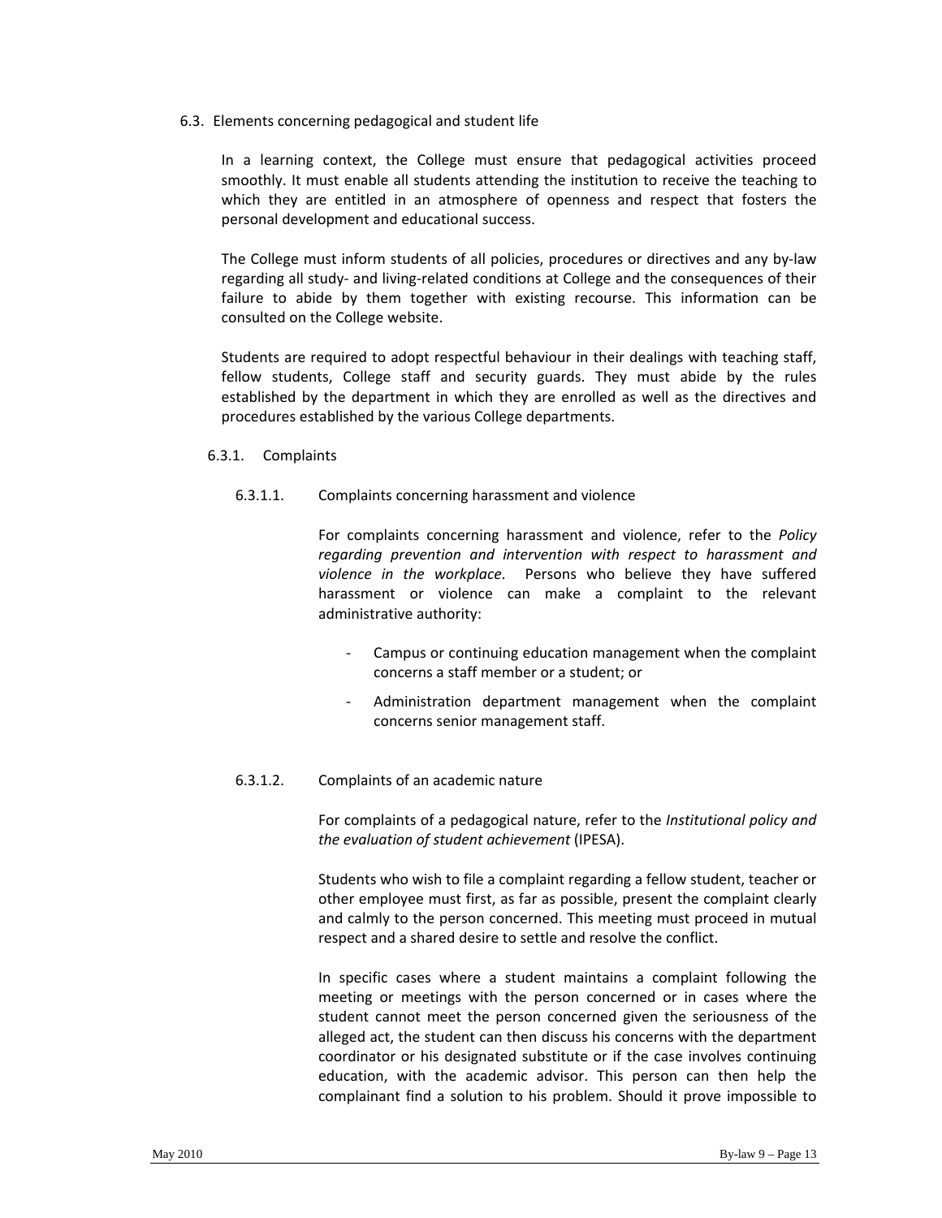### 6.3. Elements concerning pedagogical and student life

In a learning context, the College must ensure that pedagogical activities proceed smoothly. It must enable all students attending the institution to receive the teaching to which they are entitled in an atmosphere of openness and respect that fosters the personal development and educational success.

The College must inform students of all policies, procedures or directives and any by-law regarding all study- and living-related conditions at College and the consequences of their failure to abide by them together with existing recourse. This information can be consulted on the College website.

Students are required to adopt respectful behaviour in their dealings with teaching staff, fellow students, College staff and security guards. They must abide by the rules established by the department in which they are enrolled as well as the directives and procedures established by the various College departments.

#### 6.3.1. Complaints

##### 6.3.1.1. Complaints concerning harassment and violence

For complaints concerning harassment and violence, refer to the *Policy regarding prevention and intervention with respect to harassment and violence in the workplace*. Persons who believe they have suffered harassment or violence can make a complaint to the relevant administrative authority:

- Campus or continuing education management when the complaint concerns a staff member or a student; or
- Administration department management when the complaint concerns senior management staff.

##### 6.3.1.2. Complaints of an academic nature

For complaints of a pedagogical nature, refer to the *Institutional policy and the evaluation of student achievement* (IPESA).

Students who wish to file a complaint regarding a fellow student, teacher or other employee must first, as far as possible, present the complaint clearly and calmly to the person concerned. This meeting must proceed in mutual respect and a shared desire to settle and resolve the conflict.

In specific cases where a student maintains a complaint following the meeting or meetings with the person concerned or in cases where the student cannot meet the person concerned given the seriousness of the alleged act, the student can then discuss his concerns with the department coordinator or his designated substitute or if the case involves continuing education, with the academic advisor. This person can then help the complainant find a solution to his problem. Should it prove impossible to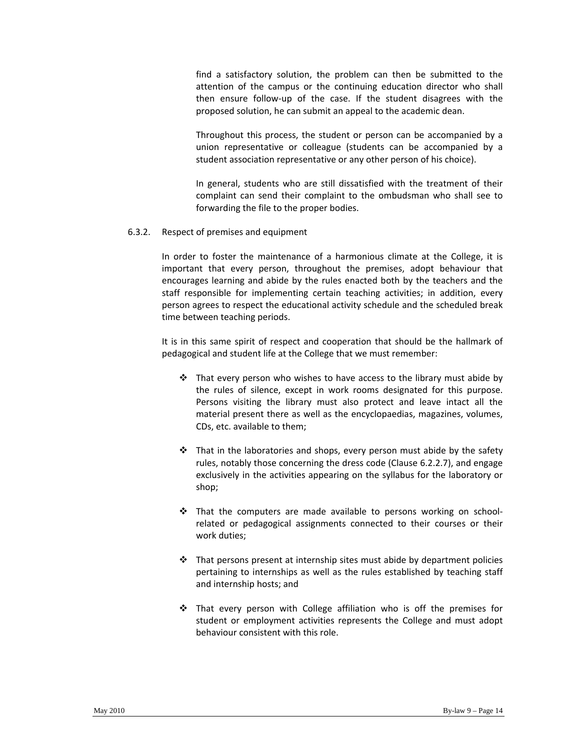find a satisfactory solution, the problem can then be submitted to the attention of the campus or the continuing education director who shall then ensure follow-up of the case. If the student disagrees with the proposed solution, he can submit an appeal to the academic dean.

Throughout this process, the student or person can be accompanied by a union representative or colleague (students can be accompanied by a student association representative or any other person of his choice).

In general, students who are still dissatisfied with the treatment of their complaint can send their complaint to the ombudsman who shall see to forwarding the file to the proper bodies.

#### 6.3.2. Respect of premises and equipment

In order to foster the maintenance of a harmonious climate at the College, it is important that every person, throughout the premises, adopt behaviour that encourages learning and abide by the rules enacted both by the teachers and the staff responsible for implementing certain teaching activities; in addition, every person agrees to respect the educational activity schedule and the scheduled break time between teaching periods.

It is in this same spirit of respect and cooperation that should be the hallmark of pedagogical and student life at the College that we must remember:

- That every person who wishes to have access to the library must abide by the rules of silence, except in work rooms designated for this purpose. Persons visiting the library must also protect and leave intact all the material present there as well as the encyclopaedias, magazines, volumes, CDs, etc. available to them;

- That in the laboratories and shops, every person must abide by the safety rules, notably those concerning the dress code (Clause 6.2.2.7), and engage exclusively in the activities appearing on the syllabus for the laboratory or shop;

- That the computers are made available to persons working on school-related or pedagogical assignments connected to their courses or their work duties;

- That persons present at internship sites must abide by department policies pertaining to internships as well as the rules established by teaching staff and internship hosts; and

- That every person with College affiliation who is off the premises for student or employment activities represents the College and must adopt behaviour consistent with this role.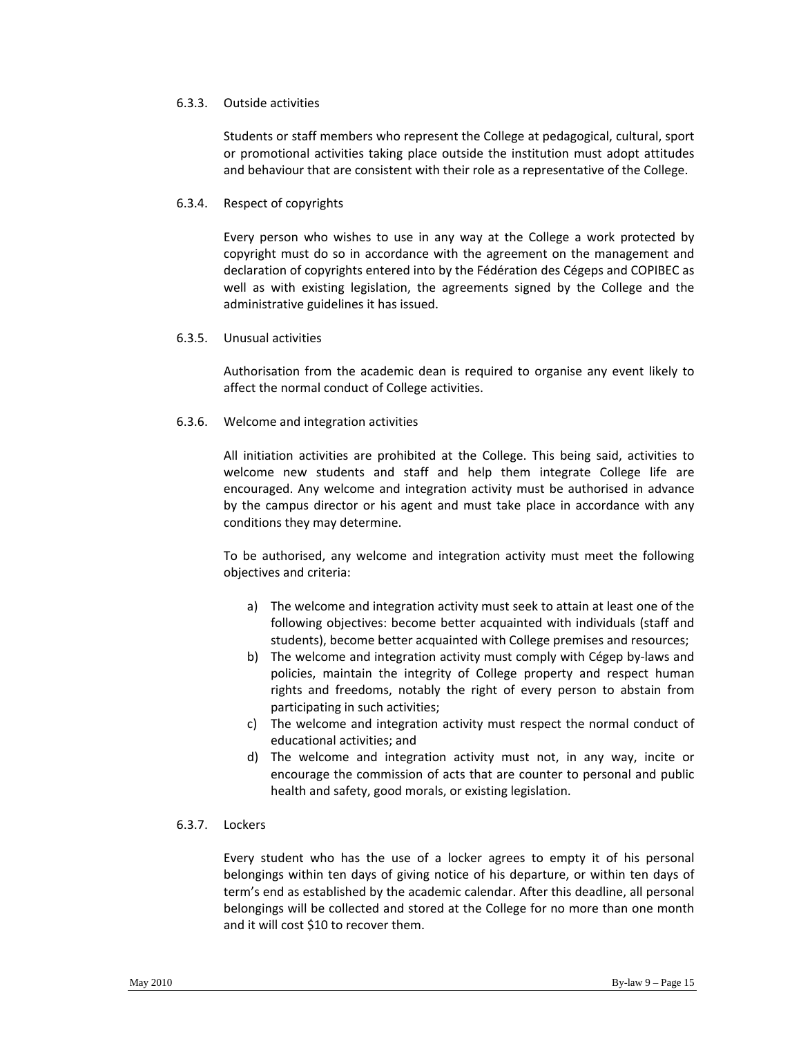#### 6.3.3. Outside activities

Students or staff members who represent the College at pedagogical, cultural, sport or promotional activities taking place outside the institution must adopt attitudes and behaviour that are consistent with their role as a representative of the College.

#### 6.3.4. Respect of copyrights

Every person who wishes to use in any way at the College a work protected by copyright must do so in accordance with the agreement on the management and declaration of copyrights entered into by the Fédération des Cégeps and COPIBEC as well as with existing legislation, the agreements signed by the College and the administrative guidelines it has issued.

#### 6.3.5. Unusual activities

Authorisation from the academic dean is required to organise any event likely to affect the normal conduct of College activities.

#### 6.3.6. Welcome and integration activities

All initiation activities are prohibited at the College. This being said, activities to welcome new students and staff and help them integrate College life are encouraged. Any welcome and integration activity must be authorised in advance by the campus director or his agent and must take place in accordance with any conditions they may determine.

To be authorised, any welcome and integration activity must meet the following objectives and criteria:

a) The welcome and integration activity must seek to attain at least one of the following objectives: become better acquainted with individuals (staff and students), become better acquainted with College premises and resources;
b) The welcome and integration activity must comply with Cégep by-laws and policies, maintain the integrity of College property and respect human rights and freedoms, notably the right of every person to abstain from participating in such activities;
c) The welcome and integration activity must respect the normal conduct of educational activities; and
d) The welcome and integration activity must not, in any way, incite or encourage the commission of acts that are counter to personal and public health and safety, good morals, or existing legislation.

#### 6.3.7. Lockers

Every student who has the use of a locker agrees to empty it of his personal belongings within ten days of giving notice of his departure, or within ten days of term's end as established by the academic calendar. After this deadline, all personal belongings will be collected and stored at the College for no more than one month and it will cost $10 to recover them.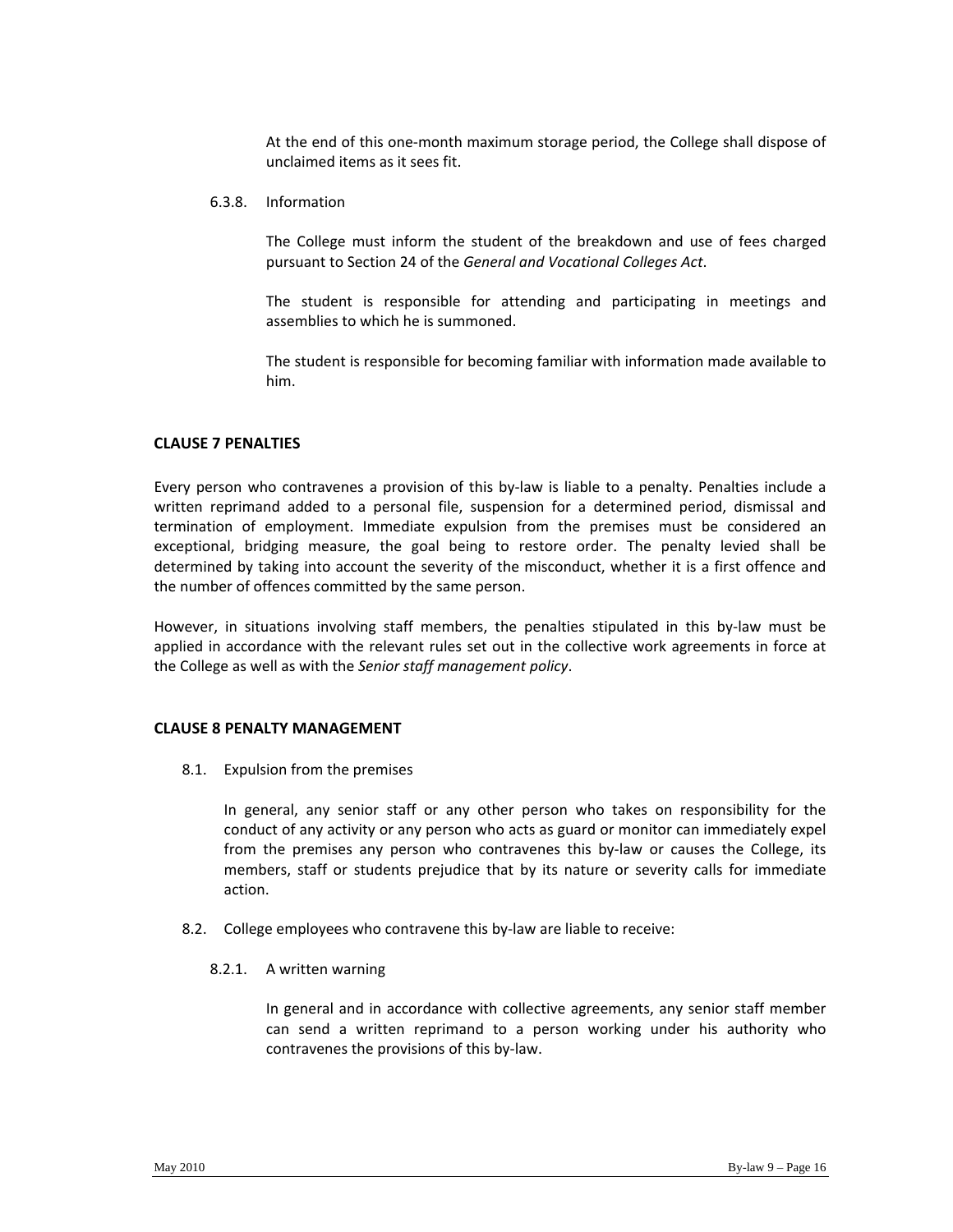At the end of this one-month maximum storage period, the College shall dispose of unclaimed items as it sees fit.

6.3.8. Information

The College must inform the student of the breakdown and use of fees charged pursuant to Section 24 of the *General and Vocational Colleges Act*.

The student is responsible for attending and participating in meetings and assemblies to which he is summoned.

The student is responsible for becoming familiar with information made available to him.

## CLAUSE 7 PENALTIES

Every person who contravenes a provision of this by-law is liable to a penalty. Penalties include a written reprimand added to a personal file, suspension for a determined period, dismissal and termination of employment. Immediate expulsion from the premises must be considered an exceptional, bridging measure, the goal being to restore order. The penalty levied shall be determined by taking into account the severity of the misconduct, whether it is a first offence and the number of offences committed by the same person.

However, in situations involving staff members, the penalties stipulated in this by-law must be applied in accordance with the relevant rules set out in the collective work agreements in force at the College as well as with the *Senior staff management policy*.

## CLAUSE 8 PENALTY MANAGEMENT

8.1. Expulsion from the premises

In general, any senior staff or any other person who takes on responsibility for the conduct of any activity or any person who acts as guard or monitor can immediately expel from the premises any person who contravenes this by-law or causes the College, its members, staff or students prejudice that by its nature or severity calls for immediate action.

8.2. College employees who contravene this by-law are liable to receive:

8.2.1. A written warning

In general and in accordance with collective agreements, any senior staff member can send a written reprimand to a person working under his authority who contravenes the provisions of this by-law.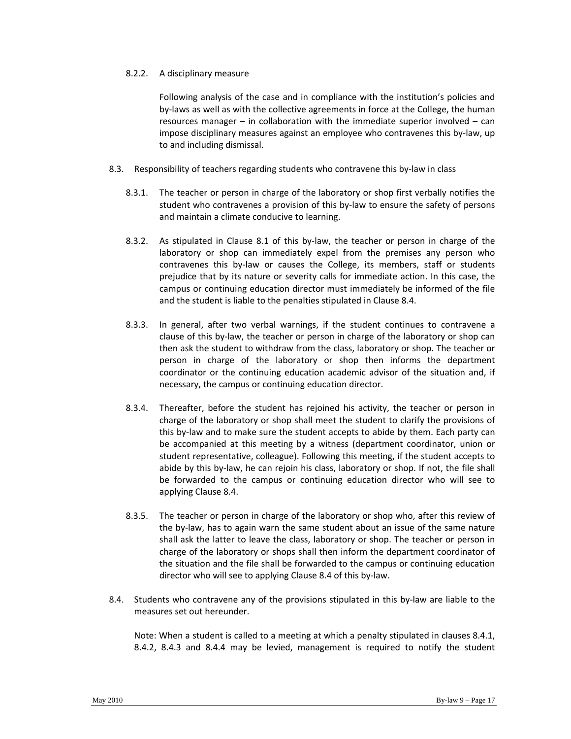8.2.2. A disciplinary measure

Following analysis of the case and in compliance with the institution's policies and by-laws as well as with the collective agreements in force at the College, the human resources manager – in collaboration with the immediate superior involved – can impose disciplinary measures against an employee who contravenes this by-law, up to and including dismissal.

8.3. Responsibility of teachers regarding students who contravene this by-law in class

8.3.1. The teacher or person in charge of the laboratory or shop first verbally notifies the student who contravenes a provision of this by-law to ensure the safety of persons and maintain a climate conducive to learning.

8.3.2. As stipulated in Clause 8.1 of this by-law, the teacher or person in charge of the laboratory or shop can immediately expel from the premises any person who contravenes this by-law or causes the College, its members, staff or students prejudice that by its nature or severity calls for immediate action. In this case, the campus or continuing education director must immediately be informed of the file and the student is liable to the penalties stipulated in Clause 8.4.

8.3.3. In general, after two verbal warnings, if the student continues to contravene a clause of this by-law, the teacher or person in charge of the laboratory or shop can then ask the student to withdraw from the class, laboratory or shop. The teacher or person in charge of the laboratory or shop then informs the department coordinator or the continuing education academic advisor of the situation and, if necessary, the campus or continuing education director.

8.3.4. Thereafter, before the student has rejoined his activity, the teacher or person in charge of the laboratory or shop shall meet the student to clarify the provisions of this by-law and to make sure the student accepts to abide by them. Each party can be accompanied at this meeting by a witness (department coordinator, union or student representative, colleague). Following this meeting, if the student accepts to abide by this by-law, he can rejoin his class, laboratory or shop. If not, the file shall be forwarded to the campus or continuing education director who will see to applying Clause 8.4.

8.3.5. The teacher or person in charge of the laboratory or shop who, after this review of the by-law, has to again warn the same student about an issue of the same nature shall ask the latter to leave the class, laboratory or shop. The teacher or person in charge of the laboratory or shops shall then inform the department coordinator of the situation and the file shall be forwarded to the campus or continuing education director who will see to applying Clause 8.4 of this by-law.

8.4. Students who contravene any of the provisions stipulated in this by-law are liable to the measures set out hereunder.

Note: When a student is called to a meeting at which a penalty stipulated in clauses 8.4.1, 8.4.2, 8.4.3 and 8.4.4 may be levied, management is required to notify the student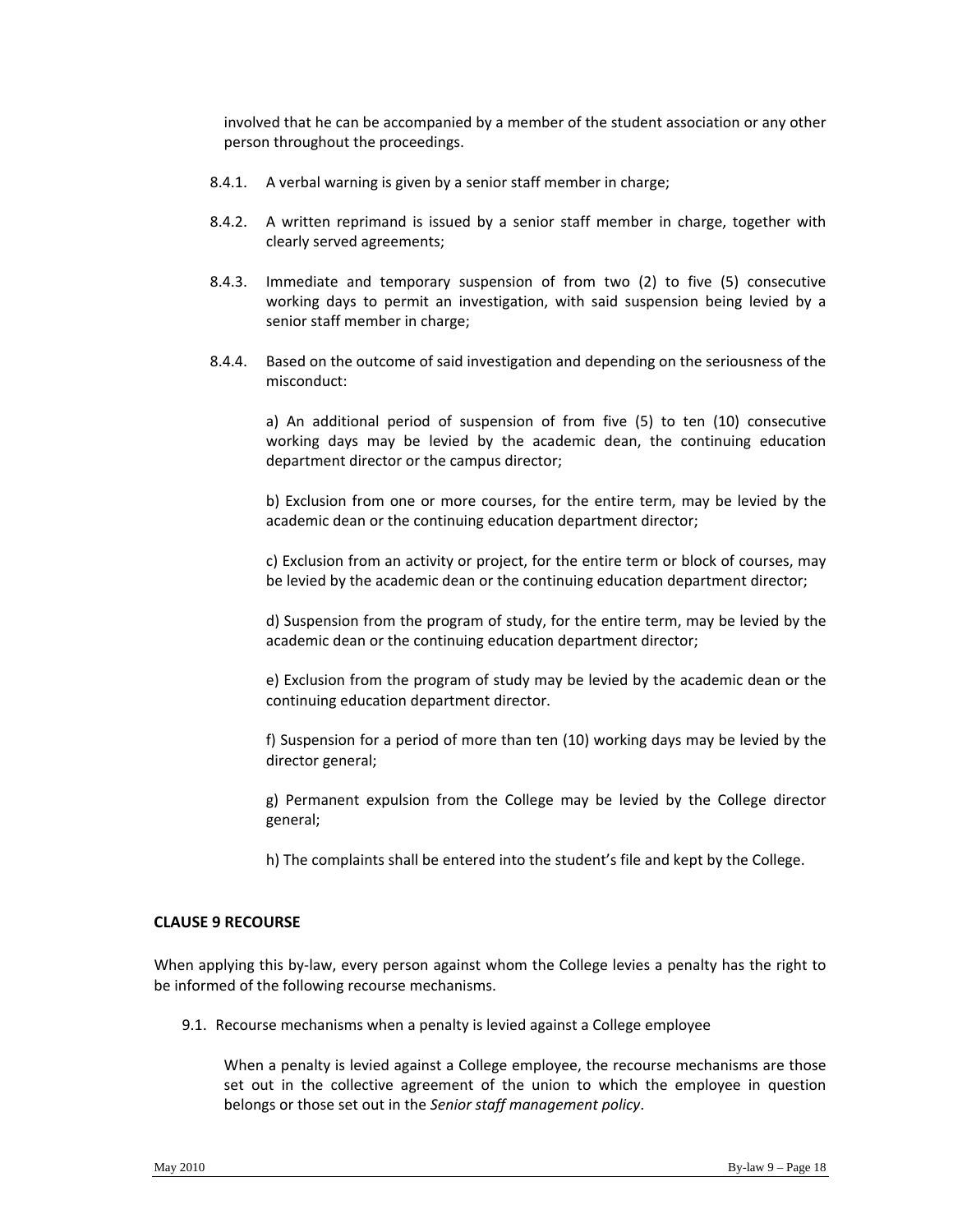involved that he can be accompanied by a member of the student association or any other person throughout the proceedings.

8.4.1. A verbal warning is given by a senior staff member in charge;

8.4.2. A written reprimand is issued by a senior staff member in charge, together with clearly served agreements;

8.4.3. Immediate and temporary suspension of from two (2) to five (5) consecutive working days to permit an investigation, with said suspension being levied by a senior staff member in charge;

8.4.4. Based on the outcome of said investigation and depending on the seriousness of the misconduct:

a) An additional period of suspension of from five (5) to ten (10) consecutive working days may be levied by the academic dean, the continuing education department director or the campus director;

b) Exclusion from one or more courses, for the entire term, may be levied by the academic dean or the continuing education department director;

c) Exclusion from an activity or project, for the entire term or block of courses, may be levied by the academic dean or the continuing education department director;

d) Suspension from the program of study, for the entire term, may be levied by the academic dean or the continuing education department director;

e) Exclusion from the program of study may be levied by the academic dean or the continuing education department director.

f) Suspension for a period of more than ten (10) working days may be levied by the director general;

g) Permanent expulsion from the College may be levied by the College director general;

h) The complaints shall be entered into the student's file and kept by the College.

## CLAUSE 9 RECOURSE

When applying this by-law, every person against whom the College levies a penalty has the right to be informed of the following recourse mechanisms.

9.1. Recourse mechanisms when a penalty is levied against a College employee

When a penalty is levied against a College employee, the recourse mechanisms are those set out in the collective agreement of the union to which the employee in question belongs or those set out in the *Senior staff management policy*.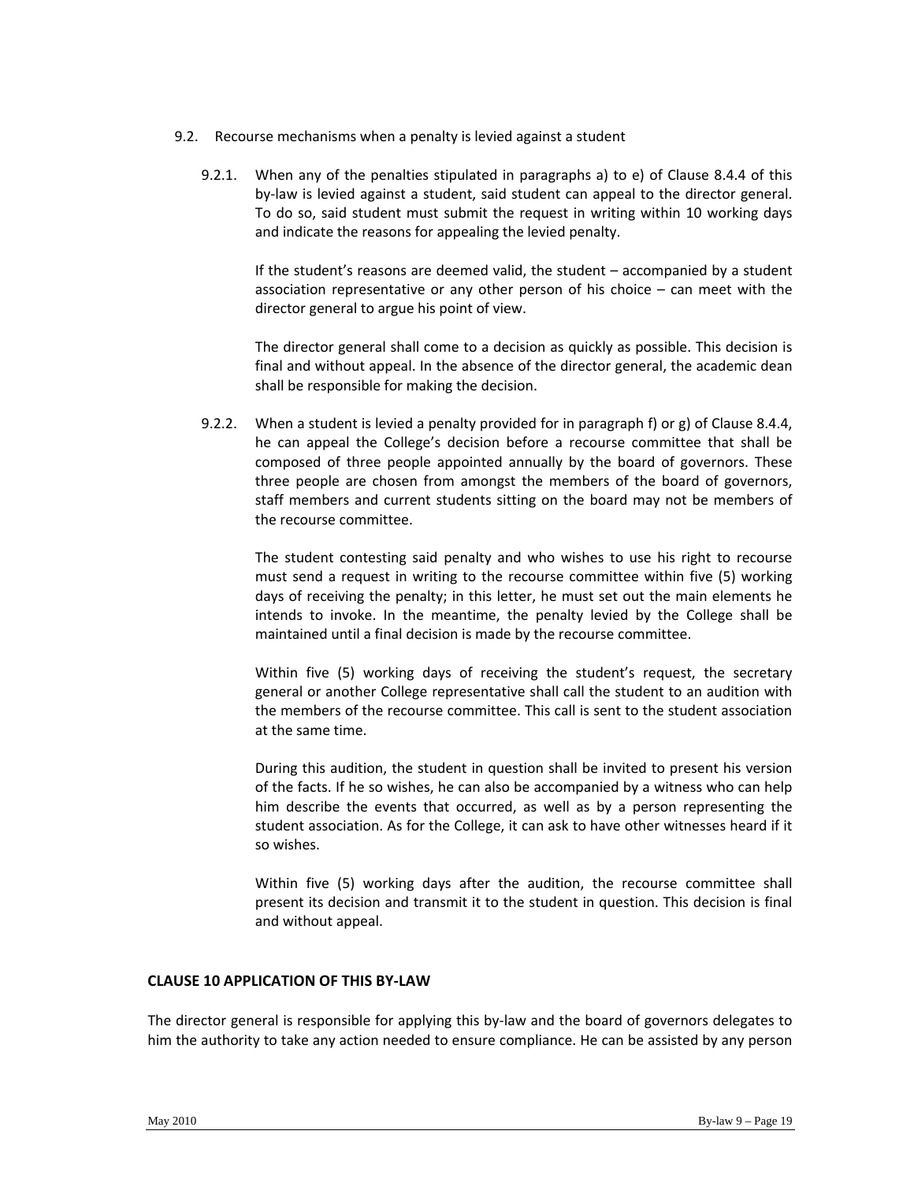9.2. Recourse mechanisms when a penalty is levied against a student

9.2.1. When any of the penalties stipulated in paragraphs a) to e) of Clause 8.4.4 of this by-law is levied against a student, said student can appeal to the director general. To do so, said student must submit the request in writing within 10 working days and indicate the reasons for appealing the levied penalty.

If the student's reasons are deemed valid, the student – accompanied by a student association representative or any other person of his choice – can meet with the director general to argue his point of view.

The director general shall come to a decision as quickly as possible. This decision is final and without appeal. In the absence of the director general, the academic dean shall be responsible for making the decision.

9.2.2. When a student is levied a penalty provided for in paragraph f) or g) of Clause 8.4.4, he can appeal the College's decision before a recourse committee that shall be composed of three people appointed annually by the board of governors. These three people are chosen from amongst the members of the board of governors, staff members and current students sitting on the board may not be members of the recourse committee.

The student contesting said penalty and who wishes to use his right to recourse must send a request in writing to the recourse committee within five (5) working days of receiving the penalty; in this letter, he must set out the main elements he intends to invoke. In the meantime, the penalty levied by the College shall be maintained until a final decision is made by the recourse committee.

Within five (5) working days of receiving the student's request, the secretary general or another College representative shall call the student to an audition with the members of the recourse committee. This call is sent to the student association at the same time.

During this audition, the student in question shall be invited to present his version of the facts. If he so wishes, he can also be accompanied by a witness who can help him describe the events that occurred, as well as by a person representing the student association. As for the College, it can ask to have other witnesses heard if it so wishes.

Within five (5) working days after the audition, the recourse committee shall present its decision and transmit it to the student in question. This decision is final and without appeal.

## CLAUSE 10 APPLICATION OF THIS BY-LAW

The director general is responsible for applying this by-law and the board of governors delegates to him the authority to take any action needed to ensure compliance. He can be assisted by any person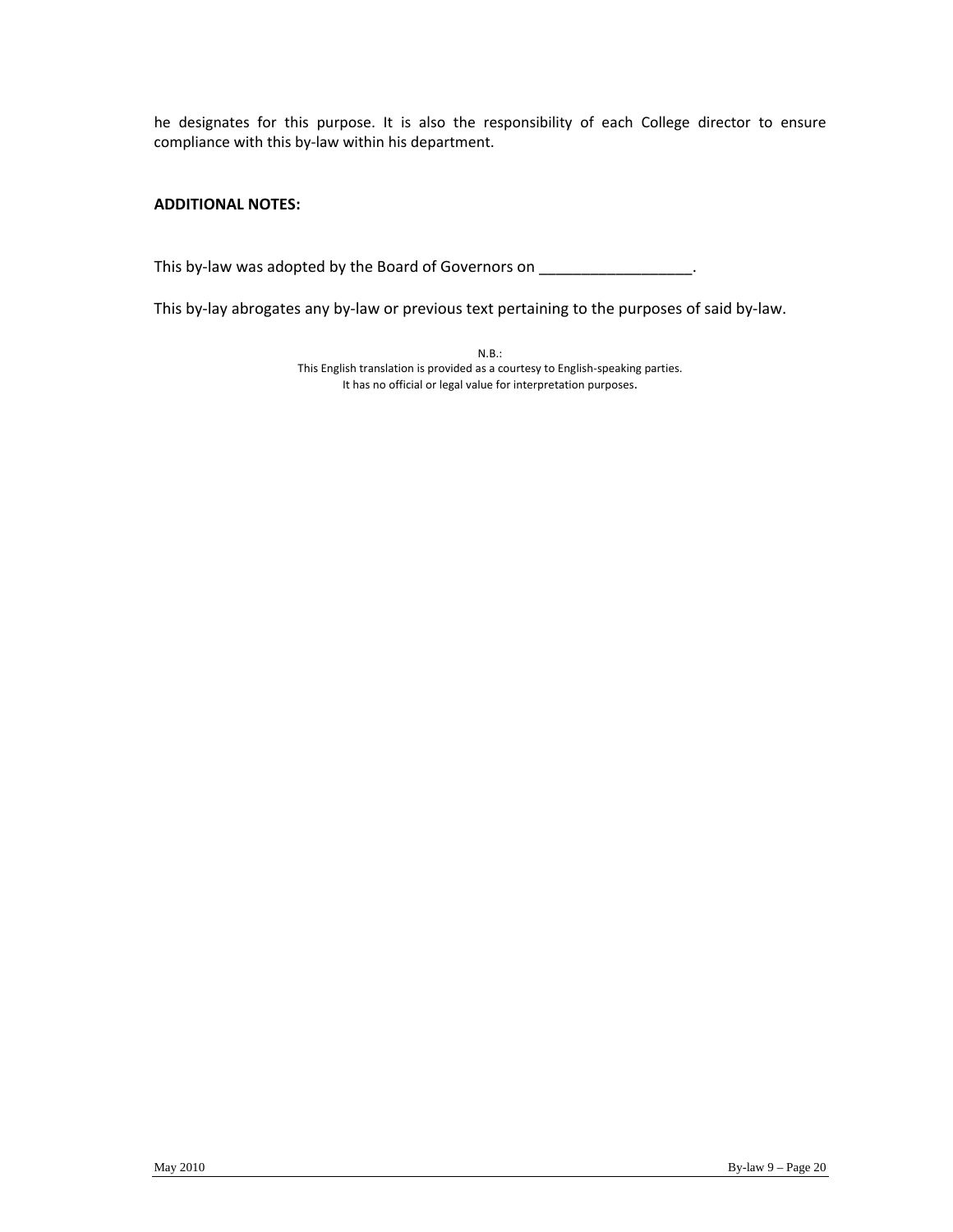he designates for this purpose. It is also the responsibility of each College director to ensure compliance with this by-law within his department.

**ADDITIONAL NOTES:**

This by-law was adopted by the Board of Governors on __________________.

This by-lay abrogates any by-law or previous text pertaining to the purposes of said by-law.

N.B.:
This English translation is provided as a courtesy to English-speaking parties.
It has no official or legal value for interpretation purposes.